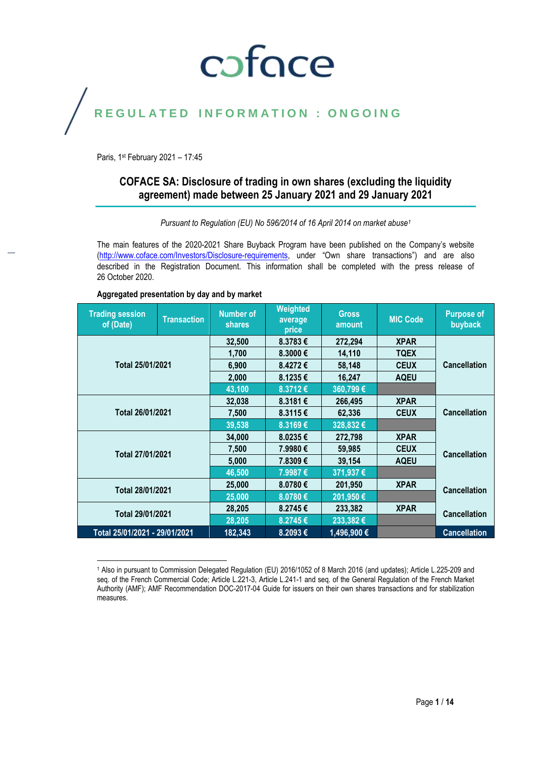coface

REGULATED INFORMATION : ONGOING

Paris, 1st February 2021 – 17:45

## COFACE SA: Disclosure of trading in own shares (excluding the liquidity agreement) made between 25 January 2021 and 29 January 2021

*Pursuant to Regulation (EU) No 596/2014 of 16 April 2014 on market abuse[1]*

The main features of the 2020-2021 Share Buyback Program have been published on the Company's website (http://www.coface.com/Investors/Disclosure-requirements, under "Own share transactions") and are also described in the Registration Document. This information shall be completed with the press release of 26 October 2020.

**Aggregated presentation by day and by market**

| Trading session of (Date) | Transaction | Number of shares | Weighted average price | Gross amount | MIC Code | Purpose of buyback |
|---|---|---|---|---|---|---|
| Total 25/01/2021 | | 32,500 | 8.3783 € | 272,294 | XPAR | Cancellation |
| | | 1,700 | 8.3000 € | 14,110 | TQEX | |
| | | 6,900 | 8.4272 € | 58,148 | CEUX | |
| | | 2,000 | 8.1235 € | 16,247 | AQEU | |
| | | 43,100 | 8.3712 € | 360,799 € | | |
| Total 26/01/2021 | | 32,038 | 8.3181 € | 266,495 | XPAR | Cancellation |
| | | 7,500 | 8.3115 € | 62,336 | CEUX | |
| | | 39,538 | 8.3169 € | 328,832 € | | |
| Total 27/01/2021 | | 34,000 | 8.0235 € | 272,798 | XPAR | Cancellation |
| | | 7,500 | 7.9980 € | 59,985 | CEUX | |
| | | 5,000 | 7.8309 € | 39,154 | AQEU | |
| | | 46,500 | 7.9987 € | 371,937 € | | |
| Total 28/01/2021 | | 25,000 | 8.0780 € | 201,950 | XPAR | Cancellation |
| | | 25,000 | 8.0780 € | 201,950 € | | |
| Total 29/01/2021 | | 28,205 | 8.2745 € | 233,382 | XPAR | Cancellation |
| | | 28,205 | 8.2745 € | 233,382 € | | |
| Total 25/01/2021 - 29/01/2021 | | 182,343 | 8.2093 € | 1,496,900 € | | Cancellation |

[1] Also in pursuant to Commission Delegated Regulation (EU) 2016/1052 of 8 March 2016 (and updates); Article L.225-209 and seq. of the French Commercial Code; Article L.221-3, Article L.241-1 and seq. of the General Regulation of the French Market Authority (AMF); AMF Recommendation DOC-2017-04 Guide for issuers on their own shares transactions and for stabilization measures.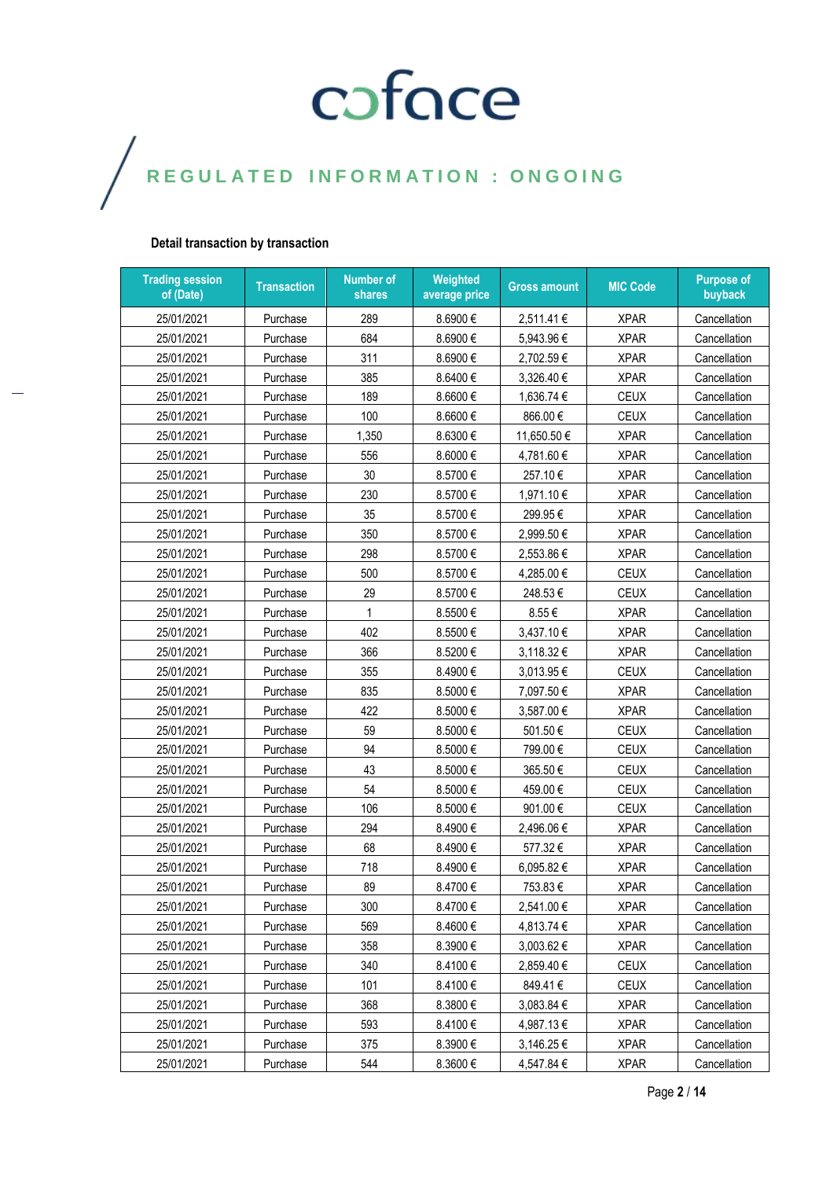**Detail transaction by transaction**

| Trading session of (Date) | Transaction | Number of shares | Weighted average price | Gross amount | MIC Code | Purpose of buyback |
|---|---|---|---|---|---|---|
| 25/01/2021 | Purchase | 289 | 8.6900 € | 2,511.41 € | XPAR | Cancellation |
| 25/01/2021 | Purchase | 684 | 8.6900 € | 5,943.96 € | XPAR | Cancellation |
| 25/01/2021 | Purchase | 311 | 8.6900 € | 2,702.59 € | XPAR | Cancellation |
| 25/01/2021 | Purchase | 385 | 8.6400 € | 3,326.40 € | XPAR | Cancellation |
| 25/01/2021 | Purchase | 189 | 8.6600 € | 1,636.74 € | CEUX | Cancellation |
| 25/01/2021 | Purchase | 100 | 8.6600 € | 866.00 € | CEUX | Cancellation |
| 25/01/2021 | Purchase | 1,350 | 8.6300 € | 11,650.50 € | XPAR | Cancellation |
| 25/01/2021 | Purchase | 556 | 8.6000 € | 4,781.60 € | XPAR | Cancellation |
| 25/01/2021 | Purchase | 30 | 8.5700 € | 257.10 € | XPAR | Cancellation |
| 25/01/2021 | Purchase | 230 | 8.5700 € | 1,971.10 € | XPAR | Cancellation |
| 25/01/2021 | Purchase | 35 | 8.5700 € | 299.95 € | XPAR | Cancellation |
| 25/01/2021 | Purchase | 350 | 8.5700 € | 2,999.50 € | XPAR | Cancellation |
| 25/01/2021 | Purchase | 298 | 8.5700 € | 2,553.86 € | XPAR | Cancellation |
| 25/01/2021 | Purchase | 500 | 8.5700 € | 4,285.00 € | CEUX | Cancellation |
| 25/01/2021 | Purchase | 29 | 8.5700 € | 248.53 € | CEUX | Cancellation |
| 25/01/2021 | Purchase | 1 | 8.5500 € | 8.55 € | XPAR | Cancellation |
| 25/01/2021 | Purchase | 402 | 8.5500 € | 3,437.10 € | XPAR | Cancellation |
| 25/01/2021 | Purchase | 366 | 8.5200 € | 3,118.32 € | XPAR | Cancellation |
| 25/01/2021 | Purchase | 355 | 8.4900 € | 3,013.95 € | CEUX | Cancellation |
| 25/01/2021 | Purchase | 835 | 8.5000 € | 7,097.50 € | XPAR | Cancellation |
| 25/01/2021 | Purchase | 422 | 8.5000 € | 3,587.00 € | XPAR | Cancellation |
| 25/01/2021 | Purchase | 59 | 8.5000 € | 501.50 € | CEUX | Cancellation |
| 25/01/2021 | Purchase | 94 | 8.5000 € | 799.00 € | CEUX | Cancellation |
| 25/01/2021 | Purchase | 43 | 8.5000 € | 365.50 € | CEUX | Cancellation |
| 25/01/2021 | Purchase | 54 | 8.5000 € | 459.00 € | CEUX | Cancellation |
| 25/01/2021 | Purchase | 106 | 8.5000 € | 901.00 € | CEUX | Cancellation |
| 25/01/2021 | Purchase | 294 | 8.4900 € | 2,496.06 € | XPAR | Cancellation |
| 25/01/2021 | Purchase | 68 | 8.4900 € | 577.32 € | XPAR | Cancellation |
| 25/01/2021 | Purchase | 718 | 8.4900 € | 6,095.82 € | XPAR | Cancellation |
| 25/01/2021 | Purchase | 89 | 8.4700 € | 753.83 € | XPAR | Cancellation |
| 25/01/2021 | Purchase | 300 | 8.4700 € | 2,541.00 € | XPAR | Cancellation |
| 25/01/2021 | Purchase | 569 | 8.4600 € | 4,813.74 € | XPAR | Cancellation |
| 25/01/2021 | Purchase | 358 | 8.3900 € | 3,003.62 € | XPAR | Cancellation |
| 25/01/2021 | Purchase | 340 | 8.4100 € | 2,859.40 € | CEUX | Cancellation |
| 25/01/2021 | Purchase | 101 | 8.4100 € | 849.41 € | CEUX | Cancellation |
| 25/01/2021 | Purchase | 368 | 8.3800 € | 3,083.84 € | XPAR | Cancellation |
| 25/01/2021 | Purchase | 593 | 8.4100 € | 4,987.13 € | XPAR | Cancellation |
| 25/01/2021 | Purchase | 375 | 8.3900 € | 3,146.25 € | XPAR | Cancellation |
| 25/01/2021 | Purchase | 544 | 8.3600 € | 4,547.84 € | XPAR | Cancellation |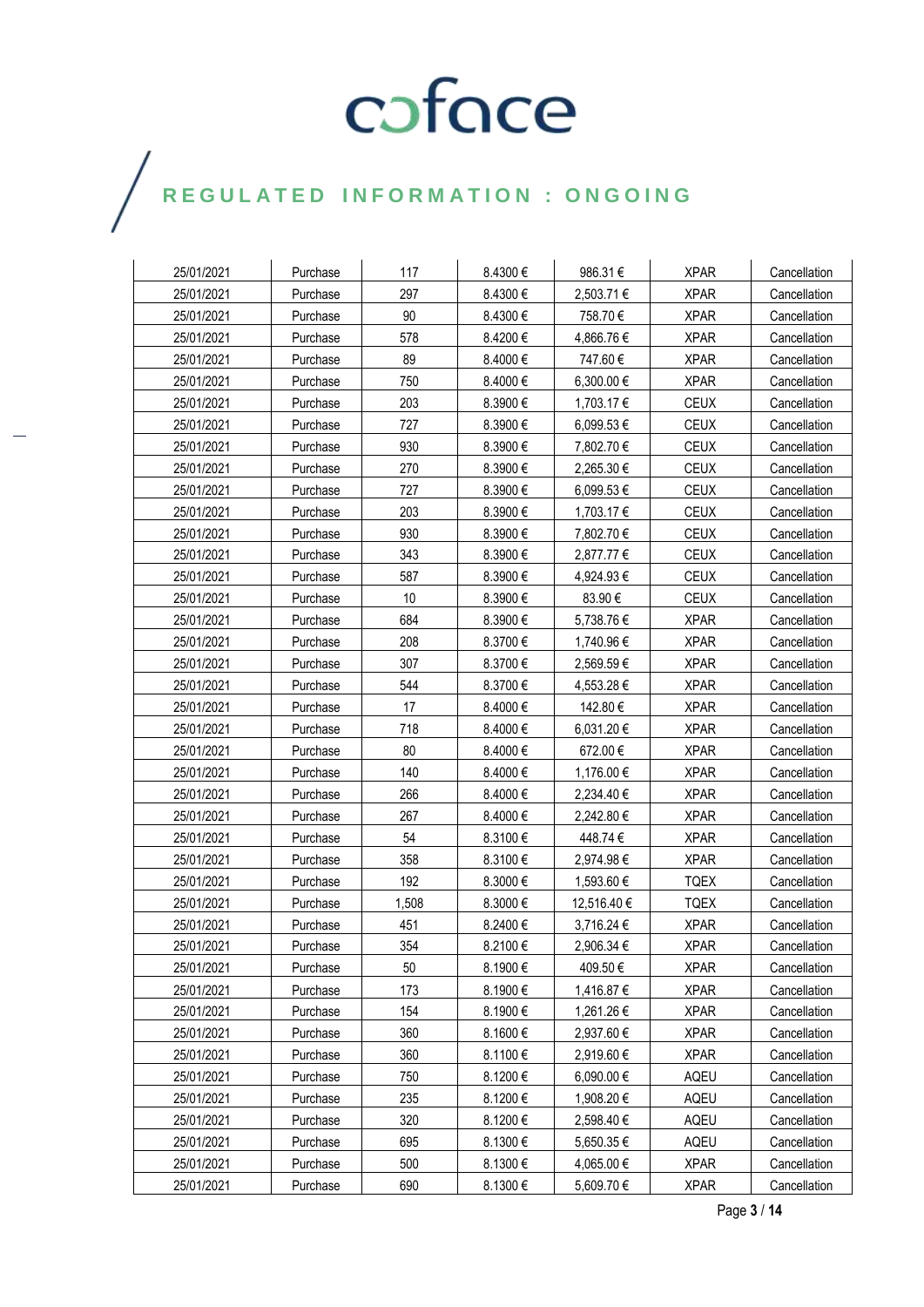| | | | | | | |
|---|---|---|---|---|---|---|
| 25/01/2021 | Purchase | 117 | 8.4300 € | 986.31 € | XPAR | Cancellation |
| 25/01/2021 | Purchase | 297 | 8.4300 € | 2,503.71 € | XPAR | Cancellation |
| 25/01/2021 | Purchase | 90 | 8.4300 € | 758.70 € | XPAR | Cancellation |
| 25/01/2021 | Purchase | 578 | 8.4200 € | 4,866.76 € | XPAR | Cancellation |
| 25/01/2021 | Purchase | 89 | 8.4000 € | 747.60 € | XPAR | Cancellation |
| 25/01/2021 | Purchase | 750 | 8.4000 € | 6,300.00 € | XPAR | Cancellation |
| 25/01/2021 | Purchase | 203 | 8.3900 € | 1,703.17 € | CEUX | Cancellation |
| 25/01/2021 | Purchase | 727 | 8.3900 € | 6,099.53 € | CEUX | Cancellation |
| 25/01/2021 | Purchase | 930 | 8.3900 € | 7,802.70 € | CEUX | Cancellation |
| 25/01/2021 | Purchase | 270 | 8.3900 € | 2,265.30 € | CEUX | Cancellation |
| 25/01/2021 | Purchase | 727 | 8.3900 € | 6,099.53 € | CEUX | Cancellation |
| 25/01/2021 | Purchase | 203 | 8.3900 € | 1,703.17 € | CEUX | Cancellation |
| 25/01/2021 | Purchase | 930 | 8.3900 € | 7,802.70 € | CEUX | Cancellation |
| 25/01/2021 | Purchase | 343 | 8.3900 € | 2,877.77 € | CEUX | Cancellation |
| 25/01/2021 | Purchase | 587 | 8.3900 € | 4,924.93 € | CEUX | Cancellation |
| 25/01/2021 | Purchase | 10 | 8.3900 € | 83.90 € | CEUX | Cancellation |
| 25/01/2021 | Purchase | 684 | 8.3900 € | 5,738.76 € | XPAR | Cancellation |
| 25/01/2021 | Purchase | 208 | 8.3700 € | 1,740.96 € | XPAR | Cancellation |
| 25/01/2021 | Purchase | 307 | 8.3700 € | 2,569.59 € | XPAR | Cancellation |
| 25/01/2021 | Purchase | 544 | 8.3700 € | 4,553.28 € | XPAR | Cancellation |
| 25/01/2021 | Purchase | 17 | 8.4000 € | 142.80 € | XPAR | Cancellation |
| 25/01/2021 | Purchase | 718 | 8.4000 € | 6,031.20 € | XPAR | Cancellation |
| 25/01/2021 | Purchase | 80 | 8.4000 € | 672.00 € | XPAR | Cancellation |
| 25/01/2021 | Purchase | 140 | 8.4000 € | 1,176.00 € | XPAR | Cancellation |
| 25/01/2021 | Purchase | 266 | 8.4000 € | 2,234.40 € | XPAR | Cancellation |
| 25/01/2021 | Purchase | 267 | 8.4000 € | 2,242.80 € | XPAR | Cancellation |
| 25/01/2021 | Purchase | 54 | 8.3100 € | 448.74 € | XPAR | Cancellation |
| 25/01/2021 | Purchase | 358 | 8.3100 € | 2,974.98 € | XPAR | Cancellation |
| 25/01/2021 | Purchase | 192 | 8.3000 € | 1,593.60 € | TQEX | Cancellation |
| 25/01/2021 | Purchase | 1,508 | 8.3000 € | 12,516.40 € | TQEX | Cancellation |
| 25/01/2021 | Purchase | 451 | 8.2400 € | 3,716.24 € | XPAR | Cancellation |
| 25/01/2021 | Purchase | 354 | 8.2100 € | 2,906.34 € | XPAR | Cancellation |
| 25/01/2021 | Purchase | 50 | 8.1900 € | 409.50 € | XPAR | Cancellation |
| 25/01/2021 | Purchase | 173 | 8.1900 € | 1,416.87 € | XPAR | Cancellation |
| 25/01/2021 | Purchase | 154 | 8.1900 € | 1,261.26 € | XPAR | Cancellation |
| 25/01/2021 | Purchase | 360 | 8.1600 € | 2,937.60 € | XPAR | Cancellation |
| 25/01/2021 | Purchase | 360 | 8.1100 € | 2,919.60 € | XPAR | Cancellation |
| 25/01/2021 | Purchase | 750 | 8.1200 € | 6,090.00 € | AQEU | Cancellation |
| 25/01/2021 | Purchase | 235 | 8.1200 € | 1,908.20 € | AQEU | Cancellation |
| 25/01/2021 | Purchase | 320 | 8.1200 € | 2,598.40 € | AQEU | Cancellation |
| 25/01/2021 | Purchase | 695 | 8.1300 € | 5,650.35 € | AQEU | Cancellation |
| 25/01/2021 | Purchase | 500 | 8.1300 € | 4,065.00 € | XPAR | Cancellation |
| 25/01/2021 | Purchase | 690 | 8.1300 € | 5,609.70 € | XPAR | Cancellation |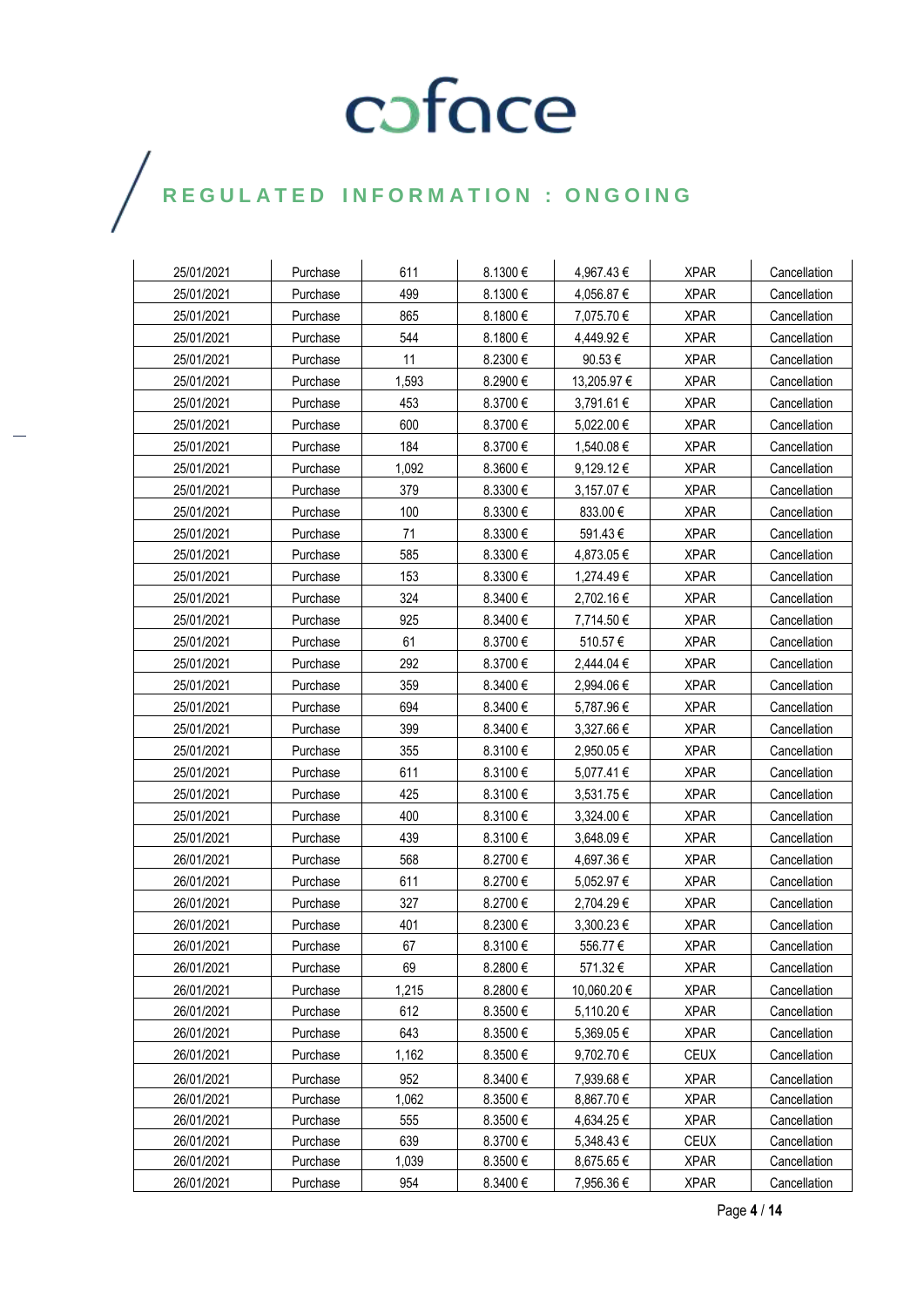| 25/01/2021 | Purchase | 611 | 8.1300 € | 4,967.43 € | XPAR | Cancellation |
|---|---|---|---|---|---|---|
| 25/01/2021 | Purchase | 499 | 8.1300 € | 4,056.87 € | XPAR | Cancellation |
| 25/01/2021 | Purchase | 865 | 8.1800 € | 7,075.70 € | XPAR | Cancellation |
| 25/01/2021 | Purchase | 544 | 8.1800 € | 4,449.92 € | XPAR | Cancellation |
| 25/01/2021 | Purchase | 11 | 8.2300 € | 90.53 € | XPAR | Cancellation |
| 25/01/2021 | Purchase | 1,593 | 8.2900 € | 13,205.97 € | XPAR | Cancellation |
| 25/01/2021 | Purchase | 453 | 8.3700 € | 3,791.61 € | XPAR | Cancellation |
| 25/01/2021 | Purchase | 600 | 8.3700 € | 5,022.00 € | XPAR | Cancellation |
| 25/01/2021 | Purchase | 184 | 8.3700 € | 1,540.08 € | XPAR | Cancellation |
| 25/01/2021 | Purchase | 1,092 | 8.3600 € | 9,129.12 € | XPAR | Cancellation |
| 25/01/2021 | Purchase | 379 | 8.3300 € | 3,157.07 € | XPAR | Cancellation |
| 25/01/2021 | Purchase | 100 | 8.3300 € | 833.00 € | XPAR | Cancellation |
| 25/01/2021 | Purchase | 71 | 8.3300 € | 591.43 € | XPAR | Cancellation |
| 25/01/2021 | Purchase | 585 | 8.3300 € | 4,873.05 € | XPAR | Cancellation |
| 25/01/2021 | Purchase | 153 | 8.3300 € | 1,274.49 € | XPAR | Cancellation |
| 25/01/2021 | Purchase | 324 | 8.3400 € | 2,702.16 € | XPAR | Cancellation |
| 25/01/2021 | Purchase | 925 | 8.3400 € | 7,714.50 € | XPAR | Cancellation |
| 25/01/2021 | Purchase | 61 | 8.3700 € | 510.57 € | XPAR | Cancellation |
| 25/01/2021 | Purchase | 292 | 8.3700 € | 2,444.04 € | XPAR | Cancellation |
| 25/01/2021 | Purchase | 359 | 8.3400 € | 2,994.06 € | XPAR | Cancellation |
| 25/01/2021 | Purchase | 694 | 8.3400 € | 5,787.96 € | XPAR | Cancellation |
| 25/01/2021 | Purchase | 399 | 8.3400 € | 3,327.66 € | XPAR | Cancellation |
| 25/01/2021 | Purchase | 355 | 8.3100 € | 2,950.05 € | XPAR | Cancellation |
| 25/01/2021 | Purchase | 611 | 8.3100 € | 5,077.41 € | XPAR | Cancellation |
| 25/01/2021 | Purchase | 425 | 8.3100 € | 3,531.75 € | XPAR | Cancellation |
| 25/01/2021 | Purchase | 400 | 8.3100 € | 3,324.00 € | XPAR | Cancellation |
| 25/01/2021 | Purchase | 439 | 8.3100 € | 3,648.09 € | XPAR | Cancellation |
| 26/01/2021 | Purchase | 568 | 8.2700 € | 4,697.36 € | XPAR | Cancellation |
| 26/01/2021 | Purchase | 611 | 8.2700 € | 5,052.97 € | XPAR | Cancellation |
| 26/01/2021 | Purchase | 327 | 8.2700 € | 2,704.29 € | XPAR | Cancellation |
| 26/01/2021 | Purchase | 401 | 8.2300 € | 3,300.23 € | XPAR | Cancellation |
| 26/01/2021 | Purchase | 67 | 8.3100 € | 556.77 € | XPAR | Cancellation |
| 26/01/2021 | Purchase | 69 | 8.2800 € | 571.32 € | XPAR | Cancellation |
| 26/01/2021 | Purchase | 1,215 | 8.2800 € | 10,060.20 € | XPAR | Cancellation |
| 26/01/2021 | Purchase | 612 | 8.3500 € | 5,110.20 € | XPAR | Cancellation |
| 26/01/2021 | Purchase | 643 | 8.3500 € | 5,369.05 € | XPAR | Cancellation |
| 26/01/2021 | Purchase | 1,162 | 8.3500 € | 9,702.70 € | CEUX | Cancellation |
| 26/01/2021 | Purchase | 952 | 8.3400 € | 7,939.68 € | XPAR | Cancellation |
| 26/01/2021 | Purchase | 1,062 | 8.3500 € | 8,867.70 € | XPAR | Cancellation |
| 26/01/2021 | Purchase | 555 | 8.3500 € | 4,634.25 € | XPAR | Cancellation |
| 26/01/2021 | Purchase | 639 | 8.3700 € | 5,348.43 € | CEUX | Cancellation |
| 26/01/2021 | Purchase | 1,039 | 8.3500 € | 8,675.65 € | XPAR | Cancellation |
| 26/01/2021 | Purchase | 954 | 8.3400 € | 7,956.36 € | XPAR | Cancellation |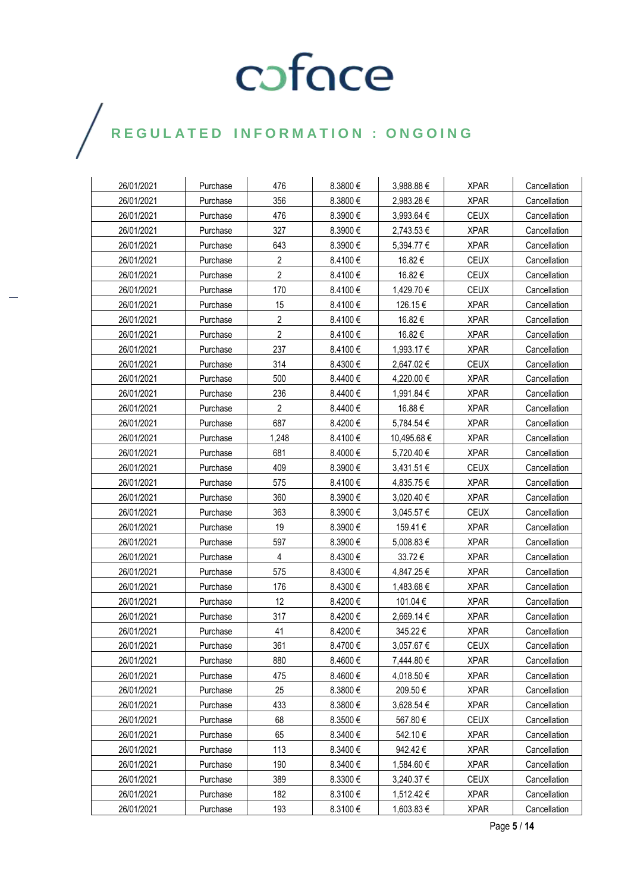| 26/01/2021 | Purchase | 476 | 8.3800 € | 3,988.88 € | XPAR | Cancellation |
|---|---|---|---|---|---|---|
| 26/01/2021 | Purchase | 356 | 8.3800 € | 2,983.28 € | XPAR | Cancellation |
| 26/01/2021 | Purchase | 476 | 8.3900 € | 3,993.64 € | CEUX | Cancellation |
| 26/01/2021 | Purchase | 327 | 8.3900 € | 2,743.53 € | XPAR | Cancellation |
| 26/01/2021 | Purchase | 643 | 8.3900 € | 5,394.77 € | XPAR | Cancellation |
| 26/01/2021 | Purchase | 2 | 8.4100 € | 16.82 € | CEUX | Cancellation |
| 26/01/2021 | Purchase | 2 | 8.4100 € | 16.82 € | CEUX | Cancellation |
| 26/01/2021 | Purchase | 170 | 8.4100 € | 1,429.70 € | CEUX | Cancellation |
| 26/01/2021 | Purchase | 15 | 8.4100 € | 126.15 € | XPAR | Cancellation |
| 26/01/2021 | Purchase | 2 | 8.4100 € | 16.82 € | XPAR | Cancellation |
| 26/01/2021 | Purchase | 2 | 8.4100 € | 16.82 € | XPAR | Cancellation |
| 26/01/2021 | Purchase | 237 | 8.4100 € | 1,993.17 € | XPAR | Cancellation |
| 26/01/2021 | Purchase | 314 | 8.4300 € | 2,647.02 € | CEUX | Cancellation |
| 26/01/2021 | Purchase | 500 | 8.4400 € | 4,220.00 € | XPAR | Cancellation |
| 26/01/2021 | Purchase | 236 | 8.4400 € | 1,991.84 € | XPAR | Cancellation |
| 26/01/2021 | Purchase | 2 | 8.4400 € | 16.88 € | XPAR | Cancellation |
| 26/01/2021 | Purchase | 687 | 8.4200 € | 5,784.54 € | XPAR | Cancellation |
| 26/01/2021 | Purchase | 1,248 | 8.4100 € | 10,495.68 € | XPAR | Cancellation |
| 26/01/2021 | Purchase | 681 | 8.4000 € | 5,720.40 € | XPAR | Cancellation |
| 26/01/2021 | Purchase | 409 | 8.3900 € | 3,431.51 € | CEUX | Cancellation |
| 26/01/2021 | Purchase | 575 | 8.4100 € | 4,835.75 € | XPAR | Cancellation |
| 26/01/2021 | Purchase | 360 | 8.3900 € | 3,020.40 € | XPAR | Cancellation |
| 26/01/2021 | Purchase | 363 | 8.3900 € | 3,045.57 € | CEUX | Cancellation |
| 26/01/2021 | Purchase | 19 | 8.3900 € | 159.41 € | XPAR | Cancellation |
| 26/01/2021 | Purchase | 597 | 8.3900 € | 5,008.83 € | XPAR | Cancellation |
| 26/01/2021 | Purchase | 4 | 8.4300 € | 33.72 € | XPAR | Cancellation |
| 26/01/2021 | Purchase | 575 | 8.4300 € | 4,847.25 € | XPAR | Cancellation |
| 26/01/2021 | Purchase | 176 | 8.4300 € | 1,483.68 € | XPAR | Cancellation |
| 26/01/2021 | Purchase | 12 | 8.4200 € | 101.04 € | XPAR | Cancellation |
| 26/01/2021 | Purchase | 317 | 8.4200 € | 2,669.14 € | XPAR | Cancellation |
| 26/01/2021 | Purchase | 41 | 8.4200 € | 345.22 € | XPAR | Cancellation |
| 26/01/2021 | Purchase | 361 | 8.4700 € | 3,057.67 € | CEUX | Cancellation |
| 26/01/2021 | Purchase | 880 | 8.4600 € | 7,444.80 € | XPAR | Cancellation |
| 26/01/2021 | Purchase | 475 | 8.4600 € | 4,018.50 € | XPAR | Cancellation |
| 26/01/2021 | Purchase | 25 | 8.3800 € | 209.50 € | XPAR | Cancellation |
| 26/01/2021 | Purchase | 433 | 8.3800 € | 3,628.54 € | XPAR | Cancellation |
| 26/01/2021 | Purchase | 68 | 8.3500 € | 567.80 € | CEUX | Cancellation |
| 26/01/2021 | Purchase | 65 | 8.3400 € | 542.10 € | XPAR | Cancellation |
| 26/01/2021 | Purchase | 113 | 8.3400 € | 942.42 € | XPAR | Cancellation |
| 26/01/2021 | Purchase | 190 | 8.3400 € | 1,584.60 € | XPAR | Cancellation |
| 26/01/2021 | Purchase | 389 | 8.3300 € | 3,240.37 € | CEUX | Cancellation |
| 26/01/2021 | Purchase | 182 | 8.3100 € | 1,512.42 € | XPAR | Cancellation |
| 26/01/2021 | Purchase | 193 | 8.3100 € | 1,603.83 € | XPAR | Cancellation |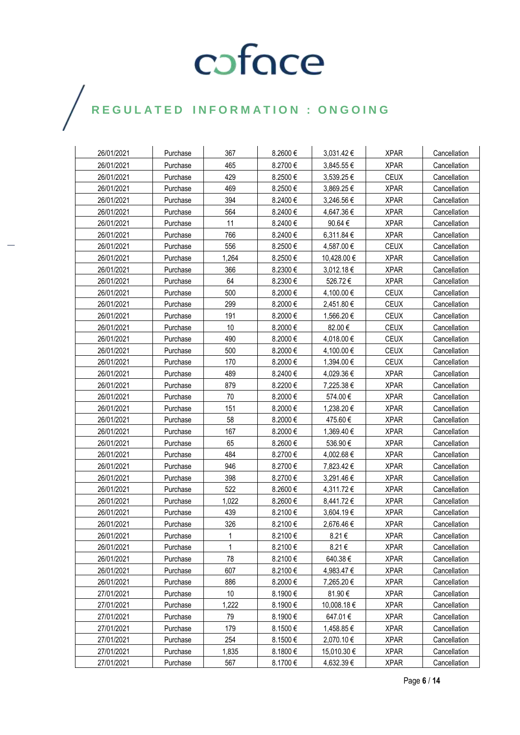| | | | | | | |
|---|---|---|---|---|---|---|
| 26/01/2021 | Purchase | 367 | 8.2600 € | 3,031.42 € | XPAR | Cancellation |
| 26/01/2021 | Purchase | 465 | 8.2700 € | 3,845.55 € | XPAR | Cancellation |
| 26/01/2021 | Purchase | 429 | 8.2500 € | 3,539.25 € | CEUX | Cancellation |
| 26/01/2021 | Purchase | 469 | 8.2500 € | 3,869.25 € | XPAR | Cancellation |
| 26/01/2021 | Purchase | 394 | 8.2400 € | 3,246.56 € | XPAR | Cancellation |
| 26/01/2021 | Purchase | 564 | 8.2400 € | 4,647.36 € | XPAR | Cancellation |
| 26/01/2021 | Purchase | 11 | 8.2400 € | 90.64 € | XPAR | Cancellation |
| 26/01/2021 | Purchase | 766 | 8.2400 € | 6,311.84 € | XPAR | Cancellation |
| 26/01/2021 | Purchase | 556 | 8.2500 € | 4,587.00 € | CEUX | Cancellation |
| 26/01/2021 | Purchase | 1,264 | 8.2500 € | 10,428.00 € | XPAR | Cancellation |
| 26/01/2021 | Purchase | 366 | 8.2300 € | 3,012.18 € | XPAR | Cancellation |
| 26/01/2021 | Purchase | 64 | 8.2300 € | 526.72 € | XPAR | Cancellation |
| 26/01/2021 | Purchase | 500 | 8.2000 € | 4,100.00 € | CEUX | Cancellation |
| 26/01/2021 | Purchase | 299 | 8.2000 € | 2,451.80 € | CEUX | Cancellation |
| 26/01/2021 | Purchase | 191 | 8.2000 € | 1,566.20 € | CEUX | Cancellation |
| 26/01/2021 | Purchase | 10 | 8.2000 € | 82.00 € | CEUX | Cancellation |
| 26/01/2021 | Purchase | 490 | 8.2000 € | 4,018.00 € | CEUX | Cancellation |
| 26/01/2021 | Purchase | 500 | 8.2000 € | 4,100.00 € | CEUX | Cancellation |
| 26/01/2021 | Purchase | 170 | 8.2000 € | 1,394.00 € | CEUX | Cancellation |
| 26/01/2021 | Purchase | 489 | 8.2400 € | 4,029.36 € | XPAR | Cancellation |
| 26/01/2021 | Purchase | 879 | 8.2200 € | 7,225.38 € | XPAR | Cancellation |
| 26/01/2021 | Purchase | 70 | 8.2000 € | 574.00 € | XPAR | Cancellation |
| 26/01/2021 | Purchase | 151 | 8.2000 € | 1,238.20 € | XPAR | Cancellation |
| 26/01/2021 | Purchase | 58 | 8.2000 € | 475.60 € | XPAR | Cancellation |
| 26/01/2021 | Purchase | 167 | 8.2000 € | 1,369.40 € | XPAR | Cancellation |
| 26/01/2021 | Purchase | 65 | 8.2600 € | 536.90 € | XPAR | Cancellation |
| 26/01/2021 | Purchase | 484 | 8.2700 € | 4,002.68 € | XPAR | Cancellation |
| 26/01/2021 | Purchase | 946 | 8.2700 € | 7,823.42 € | XPAR | Cancellation |
| 26/01/2021 | Purchase | 398 | 8.2700 € | 3,291.46 € | XPAR | Cancellation |
| 26/01/2021 | Purchase | 522 | 8.2600 € | 4,311.72 € | XPAR | Cancellation |
| 26/01/2021 | Purchase | 1,022 | 8.2600 € | 8,441.72 € | XPAR | Cancellation |
| 26/01/2021 | Purchase | 439 | 8.2100 € | 3,604.19 € | XPAR | Cancellation |
| 26/01/2021 | Purchase | 326 | 8.2100 € | 2,676.46 € | XPAR | Cancellation |
| 26/01/2021 | Purchase | 1 | 8.2100 € | 8.21 € | XPAR | Cancellation |
| 26/01/2021 | Purchase | 1 | 8.2100 € | 8.21 € | XPAR | Cancellation |
| 26/01/2021 | Purchase | 78 | 8.2100 € | 640.38 € | XPAR | Cancellation |
| 26/01/2021 | Purchase | 607 | 8.2100 € | 4,983.47 € | XPAR | Cancellation |
| 26/01/2021 | Purchase | 886 | 8.2000 € | 7,265.20 € | XPAR | Cancellation |
| 27/01/2021 | Purchase | 10 | 8.1900 € | 81.90 € | XPAR | Cancellation |
| 27/01/2021 | Purchase | 1,222 | 8.1900 € | 10,008.18 € | XPAR | Cancellation |
| 27/01/2021 | Purchase | 79 | 8.1900 € | 647.01 € | XPAR | Cancellation |
| 27/01/2021 | Purchase | 179 | 8.1500 € | 1,458.85 € | XPAR | Cancellation |
| 27/01/2021 | Purchase | 254 | 8.1500 € | 2,070.10 € | XPAR | Cancellation |
| 27/01/2021 | Purchase | 1,835 | 8.1800 € | 15,010.30 € | XPAR | Cancellation |
| 27/01/2021 | Purchase | 567 | 8.1700 € | 4,632.39 € | XPAR | Cancellation |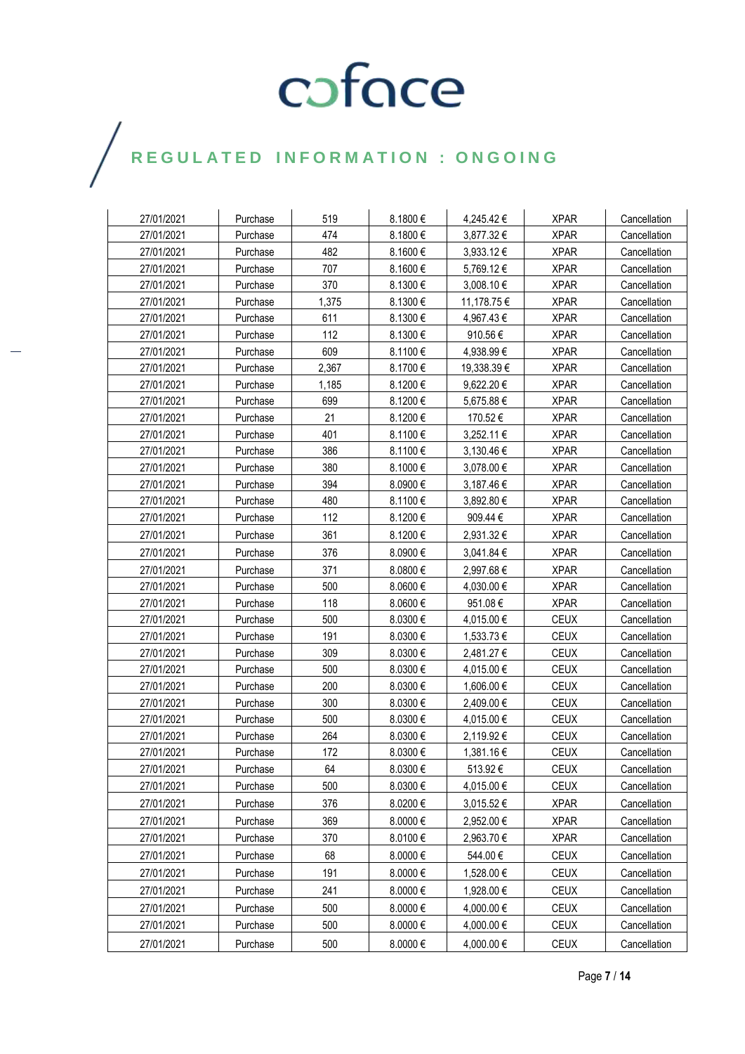| 27/01/2021 | Purchase | 519 | 8.1800 € | 4,245.42 € | XPAR | Cancellation |
|---|---|---|---|---|---|---|
| 27/01/2021 | Purchase | 474 | 8.1800 € | 3,877.32 € | XPAR | Cancellation |
| 27/01/2021 | Purchase | 482 | 8.1600 € | 3,933.12 € | XPAR | Cancellation |
| 27/01/2021 | Purchase | 707 | 8.1600 € | 5,769.12 € | XPAR | Cancellation |
| 27/01/2021 | Purchase | 370 | 8.1300 € | 3,008.10 € | XPAR | Cancellation |
| 27/01/2021 | Purchase | 1,375 | 8.1300 € | 11,178.75 € | XPAR | Cancellation |
| 27/01/2021 | Purchase | 611 | 8.1300 € | 4,967.43 € | XPAR | Cancellation |
| 27/01/2021 | Purchase | 112 | 8.1300 € | 910.56 € | XPAR | Cancellation |
| 27/01/2021 | Purchase | 609 | 8.1100 € | 4,938.99 € | XPAR | Cancellation |
| 27/01/2021 | Purchase | 2,367 | 8.1700 € | 19,338.39 € | XPAR | Cancellation |
| 27/01/2021 | Purchase | 1,185 | 8.1200 € | 9,622.20 € | XPAR | Cancellation |
| 27/01/2021 | Purchase | 699 | 8.1200 € | 5,675.88 € | XPAR | Cancellation |
| 27/01/2021 | Purchase | 21 | 8.1200 € | 170.52 € | XPAR | Cancellation |
| 27/01/2021 | Purchase | 401 | 8.1100 € | 3,252.11 € | XPAR | Cancellation |
| 27/01/2021 | Purchase | 386 | 8.1100 € | 3,130.46 € | XPAR | Cancellation |
| 27/01/2021 | Purchase | 380 | 8.1000 € | 3,078.00 € | XPAR | Cancellation |
| 27/01/2021 | Purchase | 394 | 8.0900 € | 3,187.46 € | XPAR | Cancellation |
| 27/01/2021 | Purchase | 480 | 8.1100 € | 3,892.80 € | XPAR | Cancellation |
| 27/01/2021 | Purchase | 112 | 8.1200 € | 909.44 € | XPAR | Cancellation |
| 27/01/2021 | Purchase | 361 | 8.1200 € | 2,931.32 € | XPAR | Cancellation |
| 27/01/2021 | Purchase | 376 | 8.0900 € | 3,041.84 € | XPAR | Cancellation |
| 27/01/2021 | Purchase | 371 | 8.0800 € | 2,997.68 € | XPAR | Cancellation |
| 27/01/2021 | Purchase | 500 | 8.0600 € | 4,030.00 € | XPAR | Cancellation |
| 27/01/2021 | Purchase | 118 | 8.0600 € | 951.08 € | XPAR | Cancellation |
| 27/01/2021 | Purchase | 500 | 8.0300 € | 4,015.00 € | CEUX | Cancellation |
| 27/01/2021 | Purchase | 191 | 8.0300 € | 1,533.73 € | CEUX | Cancellation |
| 27/01/2021 | Purchase | 309 | 8.0300 € | 2,481.27 € | CEUX | Cancellation |
| 27/01/2021 | Purchase | 500 | 8.0300 € | 4,015.00 € | CEUX | Cancellation |
| 27/01/2021 | Purchase | 200 | 8.0300 € | 1,606.00 € | CEUX | Cancellation |
| 27/01/2021 | Purchase | 300 | 8.0300 € | 2,409.00 € | CEUX | Cancellation |
| 27/01/2021 | Purchase | 500 | 8.0300 € | 4,015.00 € | CEUX | Cancellation |
| 27/01/2021 | Purchase | 264 | 8.0300 € | 2,119.92 € | CEUX | Cancellation |
| 27/01/2021 | Purchase | 172 | 8.0300 € | 1,381.16 € | CEUX | Cancellation |
| 27/01/2021 | Purchase | 64 | 8.0300 € | 513.92 € | CEUX | Cancellation |
| 27/01/2021 | Purchase | 500 | 8.0300 € | 4,015.00 € | CEUX | Cancellation |
| 27/01/2021 | Purchase | 376 | 8.0200 € | 3,015.52 € | XPAR | Cancellation |
| 27/01/2021 | Purchase | 369 | 8.0000 € | 2,952.00 € | XPAR | Cancellation |
| 27/01/2021 | Purchase | 370 | 8.0100 € | 2,963.70 € | XPAR | Cancellation |
| 27/01/2021 | Purchase | 68 | 8.0000 € | 544.00 € | CEUX | Cancellation |
| 27/01/2021 | Purchase | 191 | 8.0000 € | 1,528.00 € | CEUX | Cancellation |
| 27/01/2021 | Purchase | 241 | 8.0000 € | 1,928.00 € | CEUX | Cancellation |
| 27/01/2021 | Purchase | 500 | 8.0000 € | 4,000.00 € | CEUX | Cancellation |
| 27/01/2021 | Purchase | 500 | 8.0000 € | 4,000.00 € | CEUX | Cancellation |
| 27/01/2021 | Purchase | 500 | 8.0000 € | 4,000.00 € | CEUX | Cancellation |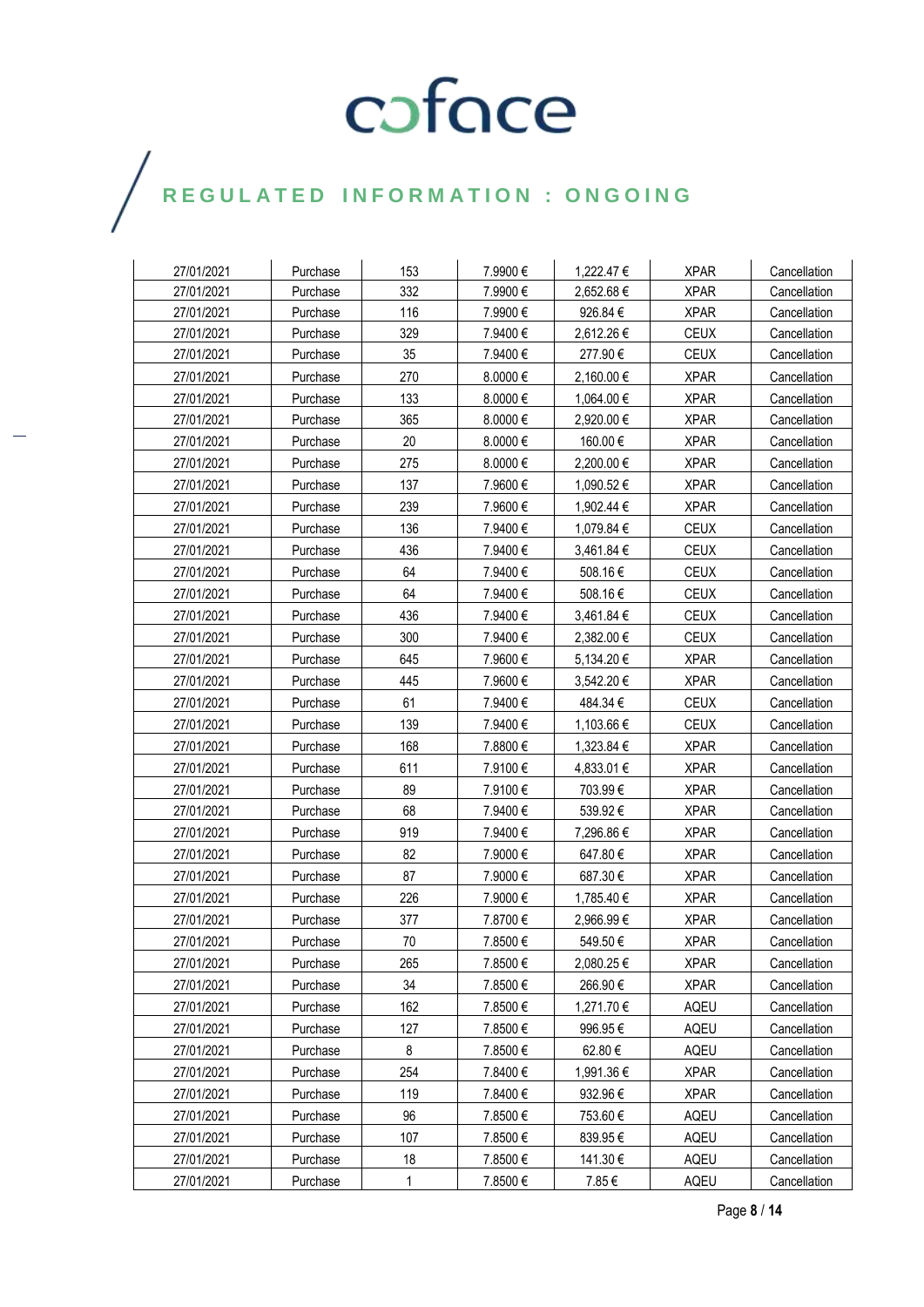| 27/01/2021 | Purchase | 153 | 7.9900 € | 1,222.47 € | XPAR | Cancellation |
|---|---|---|---|---|---|---|
| 27/01/2021 | Purchase | 332 | 7.9900 € | 2,652.68 € | XPAR | Cancellation |
| 27/01/2021 | Purchase | 116 | 7.9900 € | 926.84 € | XPAR | Cancellation |
| 27/01/2021 | Purchase | 329 | 7.9400 € | 2,612.26 € | CEUX | Cancellation |
| 27/01/2021 | Purchase | 35 | 7.9400 € | 277.90 € | CEUX | Cancellation |
| 27/01/2021 | Purchase | 270 | 8.0000 € | 2,160.00 € | XPAR | Cancellation |
| 27/01/2021 | Purchase | 133 | 8.0000 € | 1,064.00 € | XPAR | Cancellation |
| 27/01/2021 | Purchase | 365 | 8.0000 € | 2,920.00 € | XPAR | Cancellation |
| 27/01/2021 | Purchase | 20 | 8.0000 € | 160.00 € | XPAR | Cancellation |
| 27/01/2021 | Purchase | 275 | 8.0000 € | 2,200.00 € | XPAR | Cancellation |
| 27/01/2021 | Purchase | 137 | 7.9600 € | 1,090.52 € | XPAR | Cancellation |
| 27/01/2021 | Purchase | 239 | 7.9600 € | 1,902.44 € | XPAR | Cancellation |
| 27/01/2021 | Purchase | 136 | 7.9400 € | 1,079.84 € | CEUX | Cancellation |
| 27/01/2021 | Purchase | 436 | 7.9400 € | 3,461.84 € | CEUX | Cancellation |
| 27/01/2021 | Purchase | 64 | 7.9400 € | 508.16 € | CEUX | Cancellation |
| 27/01/2021 | Purchase | 64 | 7.9400 € | 508.16 € | CEUX | Cancellation |
| 27/01/2021 | Purchase | 436 | 7.9400 € | 3,461.84 € | CEUX | Cancellation |
| 27/01/2021 | Purchase | 300 | 7.9400 € | 2,382.00 € | CEUX | Cancellation |
| 27/01/2021 | Purchase | 645 | 7.9600 € | 5,134.20 € | XPAR | Cancellation |
| 27/01/2021 | Purchase | 445 | 7.9600 € | 3,542.20 € | XPAR | Cancellation |
| 27/01/2021 | Purchase | 61 | 7.9400 € | 484.34 € | CEUX | Cancellation |
| 27/01/2021 | Purchase | 139 | 7.9400 € | 1,103.66 € | CEUX | Cancellation |
| 27/01/2021 | Purchase | 168 | 7.8800 € | 1,323.84 € | XPAR | Cancellation |
| 27/01/2021 | Purchase | 611 | 7.9100 € | 4,833.01 € | XPAR | Cancellation |
| 27/01/2021 | Purchase | 89 | 7.9100 € | 703.99 € | XPAR | Cancellation |
| 27/01/2021 | Purchase | 68 | 7.9400 € | 539.92 € | XPAR | Cancellation |
| 27/01/2021 | Purchase | 919 | 7.9400 € | 7,296.86 € | XPAR | Cancellation |
| 27/01/2021 | Purchase | 82 | 7.9000 € | 647.80 € | XPAR | Cancellation |
| 27/01/2021 | Purchase | 87 | 7.9000 € | 687.30 € | XPAR | Cancellation |
| 27/01/2021 | Purchase | 226 | 7.9000 € | 1,785.40 € | XPAR | Cancellation |
| 27/01/2021 | Purchase | 377 | 7.8700 € | 2,966.99 € | XPAR | Cancellation |
| 27/01/2021 | Purchase | 70 | 7.8500 € | 549.50 € | XPAR | Cancellation |
| 27/01/2021 | Purchase | 265 | 7.8500 € | 2,080.25 € | XPAR | Cancellation |
| 27/01/2021 | Purchase | 34 | 7.8500 € | 266.90 € | XPAR | Cancellation |
| 27/01/2021 | Purchase | 162 | 7.8500 € | 1,271.70 € | AQEU | Cancellation |
| 27/01/2021 | Purchase | 127 | 7.8500 € | 996.95 € | AQEU | Cancellation |
| 27/01/2021 | Purchase | 8 | 7.8500 € | 62.80 € | AQEU | Cancellation |
| 27/01/2021 | Purchase | 254 | 7.8400 € | 1,991.36 € | XPAR | Cancellation |
| 27/01/2021 | Purchase | 119 | 7.8400 € | 932.96 € | XPAR | Cancellation |
| 27/01/2021 | Purchase | 96 | 7.8500 € | 753.60 € | AQEU | Cancellation |
| 27/01/2021 | Purchase | 107 | 7.8500 € | 839.95 € | AQEU | Cancellation |
| 27/01/2021 | Purchase | 18 | 7.8500 € | 141.30 € | AQEU | Cancellation |
| 27/01/2021 | Purchase | 1 | 7.8500 € | 7.85 € | AQEU | Cancellation |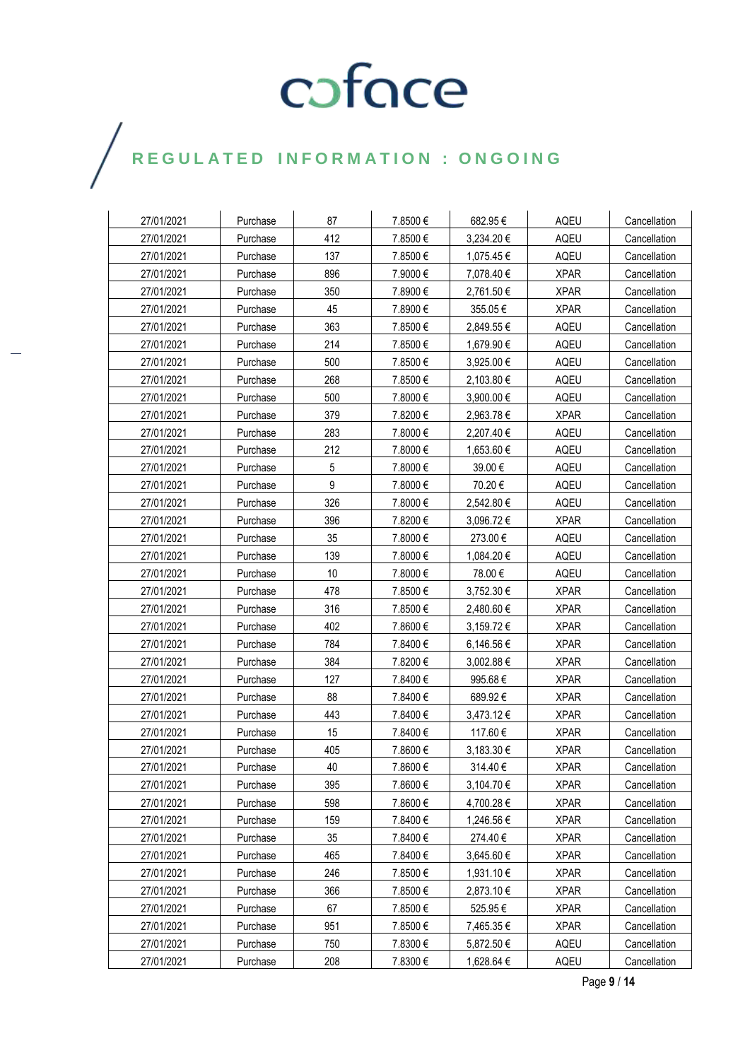| 27/01/2021 | Purchase | 87 | 7.8500 € | 682.95 € | AQEU | Cancellation |
|---|---|---|---|---|---|---|
| 27/01/2021 | Purchase | 412 | 7.8500 € | 3,234.20 € | AQEU | Cancellation |
| 27/01/2021 | Purchase | 137 | 7.8500 € | 1,075.45 € | AQEU | Cancellation |
| 27/01/2021 | Purchase | 896 | 7.9000 € | 7,078.40 € | XPAR | Cancellation |
| 27/01/2021 | Purchase | 350 | 7.8900 € | 2,761.50 € | XPAR | Cancellation |
| 27/01/2021 | Purchase | 45 | 7.8900 € | 355.05 € | XPAR | Cancellation |
| 27/01/2021 | Purchase | 363 | 7.8500 € | 2,849.55 € | AQEU | Cancellation |
| 27/01/2021 | Purchase | 214 | 7.8500 € | 1,679.90 € | AQEU | Cancellation |
| 27/01/2021 | Purchase | 500 | 7.8500 € | 3,925.00 € | AQEU | Cancellation |
| 27/01/2021 | Purchase | 268 | 7.8500 € | 2,103.80 € | AQEU | Cancellation |
| 27/01/2021 | Purchase | 500 | 7.8000 € | 3,900.00 € | AQEU | Cancellation |
| 27/01/2021 | Purchase | 379 | 7.8200 € | 2,963.78 € | XPAR | Cancellation |
| 27/01/2021 | Purchase | 283 | 7.8000 € | 2,207.40 € | AQEU | Cancellation |
| 27/01/2021 | Purchase | 212 | 7.8000 € | 1,653.60 € | AQEU | Cancellation |
| 27/01/2021 | Purchase | 5 | 7.8000 € | 39.00 € | AQEU | Cancellation |
| 27/01/2021 | Purchase | 9 | 7.8000 € | 70.20 € | AQEU | Cancellation |
| 27/01/2021 | Purchase | 326 | 7.8000 € | 2,542.80 € | AQEU | Cancellation |
| 27/01/2021 | Purchase | 396 | 7.8200 € | 3,096.72 € | XPAR | Cancellation |
| 27/01/2021 | Purchase | 35 | 7.8000 € | 273.00 € | AQEU | Cancellation |
| 27/01/2021 | Purchase | 139 | 7.8000 € | 1,084.20 € | AQEU | Cancellation |
| 27/01/2021 | Purchase | 10 | 7.8000 € | 78.00 € | AQEU | Cancellation |
| 27/01/2021 | Purchase | 478 | 7.8500 € | 3,752.30 € | XPAR | Cancellation |
| 27/01/2021 | Purchase | 316 | 7.8500 € | 2,480.60 € | XPAR | Cancellation |
| 27/01/2021 | Purchase | 402 | 7.8600 € | 3,159.72 € | XPAR | Cancellation |
| 27/01/2021 | Purchase | 784 | 7.8400 € | 6,146.56 € | XPAR | Cancellation |
| 27/01/2021 | Purchase | 384 | 7.8200 € | 3,002.88 € | XPAR | Cancellation |
| 27/01/2021 | Purchase | 127 | 7.8400 € | 995.68 € | XPAR | Cancellation |
| 27/01/2021 | Purchase | 88 | 7.8400 € | 689.92 € | XPAR | Cancellation |
| 27/01/2021 | Purchase | 443 | 7.8400 € | 3,473.12 € | XPAR | Cancellation |
| 27/01/2021 | Purchase | 15 | 7.8400 € | 117.60 € | XPAR | Cancellation |
| 27/01/2021 | Purchase | 405 | 7.8600 € | 3,183.30 € | XPAR | Cancellation |
| 27/01/2021 | Purchase | 40 | 7.8600 € | 314.40 € | XPAR | Cancellation |
| 27/01/2021 | Purchase | 395 | 7.8600 € | 3,104.70 € | XPAR | Cancellation |
| 27/01/2021 | Purchase | 598 | 7.8600 € | 4,700.28 € | XPAR | Cancellation |
| 27/01/2021 | Purchase | 159 | 7.8400 € | 1,246.56 € | XPAR | Cancellation |
| 27/01/2021 | Purchase | 35 | 7.8400 € | 274.40 € | XPAR | Cancellation |
| 27/01/2021 | Purchase | 465 | 7.8400 € | 3,645.60 € | XPAR | Cancellation |
| 27/01/2021 | Purchase | 246 | 7.8500 € | 1,931.10 € | XPAR | Cancellation |
| 27/01/2021 | Purchase | 366 | 7.8500 € | 2,873.10 € | XPAR | Cancellation |
| 27/01/2021 | Purchase | 67 | 7.8500 € | 525.95 € | XPAR | Cancellation |
| 27/01/2021 | Purchase | 951 | 7.8500 € | 7,465.35 € | XPAR | Cancellation |
| 27/01/2021 | Purchase | 750 | 7.8300 € | 5,872.50 € | AQEU | Cancellation |
| 27/01/2021 | Purchase | 208 | 7.8300 € | 1,628.64 € | AQEU | Cancellation |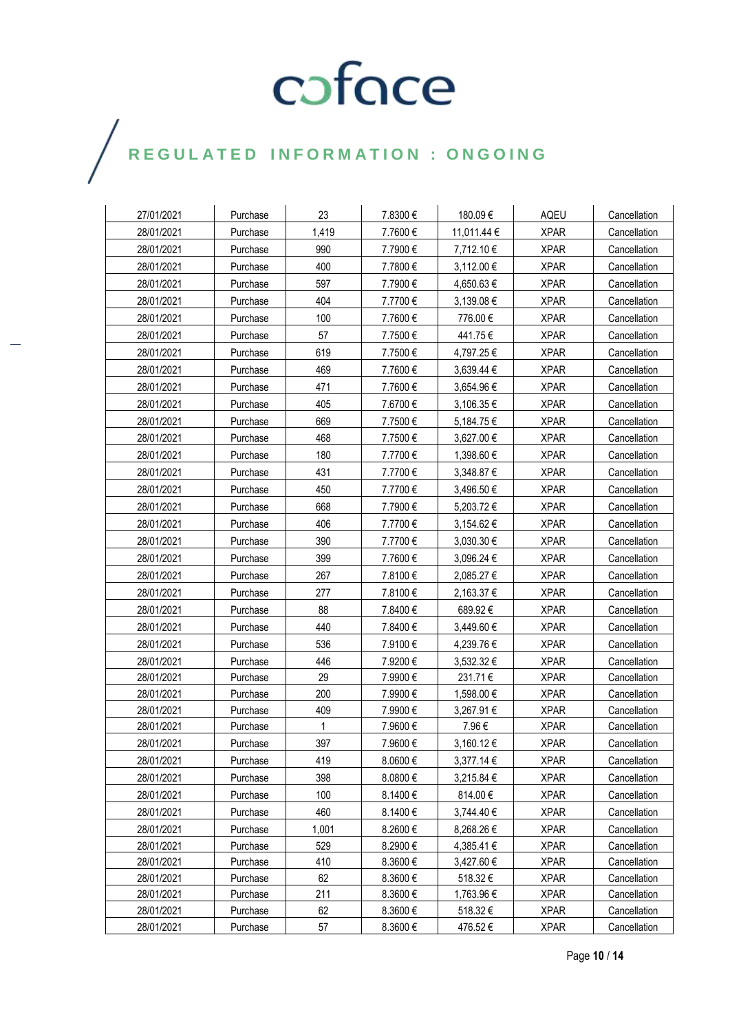| 27/01/2021 | Purchase | 23 | 7.8300 € | 180.09 € | AQEU | Cancellation |
|---|---|---|---|---|---|---|
| 28/01/2021 | Purchase | 1,419 | 7.7600 € | 11,011.44 € | XPAR | Cancellation |
| 28/01/2021 | Purchase | 990 | 7.7900 € | 7,712.10 € | XPAR | Cancellation |
| 28/01/2021 | Purchase | 400 | 7.7800 € | 3,112.00 € | XPAR | Cancellation |
| 28/01/2021 | Purchase | 597 | 7.7900 € | 4,650.63 € | XPAR | Cancellation |
| 28/01/2021 | Purchase | 404 | 7.7700 € | 3,139.08 € | XPAR | Cancellation |
| 28/01/2021 | Purchase | 100 | 7.7600 € | 776.00 € | XPAR | Cancellation |
| 28/01/2021 | Purchase | 57 | 7.7500 € | 441.75 € | XPAR | Cancellation |
| 28/01/2021 | Purchase | 619 | 7.7500 € | 4,797.25 € | XPAR | Cancellation |
| 28/01/2021 | Purchase | 469 | 7.7600 € | 3,639.44 € | XPAR | Cancellation |
| 28/01/2021 | Purchase | 471 | 7.7600 € | 3,654.96 € | XPAR | Cancellation |
| 28/01/2021 | Purchase | 405 | 7.6700 € | 3,106.35 € | XPAR | Cancellation |
| 28/01/2021 | Purchase | 669 | 7.7500 € | 5,184.75 € | XPAR | Cancellation |
| 28/01/2021 | Purchase | 468 | 7.7500 € | 3,627.00 € | XPAR | Cancellation |
| 28/01/2021 | Purchase | 180 | 7.7700 € | 1,398.60 € | XPAR | Cancellation |
| 28/01/2021 | Purchase | 431 | 7.7700 € | 3,348.87 € | XPAR | Cancellation |
| 28/01/2021 | Purchase | 450 | 7.7700 € | 3,496.50 € | XPAR | Cancellation |
| 28/01/2021 | Purchase | 668 | 7.7900 € | 5,203.72 € | XPAR | Cancellation |
| 28/01/2021 | Purchase | 406 | 7.7700 € | 3,154.62 € | XPAR | Cancellation |
| 28/01/2021 | Purchase | 390 | 7.7700 € | 3,030.30 € | XPAR | Cancellation |
| 28/01/2021 | Purchase | 399 | 7.7600 € | 3,096.24 € | XPAR | Cancellation |
| 28/01/2021 | Purchase | 267 | 7.8100 € | 2,085.27 € | XPAR | Cancellation |
| 28/01/2021 | Purchase | 277 | 7.8100 € | 2,163.37 € | XPAR | Cancellation |
| 28/01/2021 | Purchase | 88 | 7.8400 € | 689.92 € | XPAR | Cancellation |
| 28/01/2021 | Purchase | 440 | 7.8400 € | 3,449.60 € | XPAR | Cancellation |
| 28/01/2021 | Purchase | 536 | 7.9100 € | 4,239.76 € | XPAR | Cancellation |
| 28/01/2021 | Purchase | 446 | 7.9200 € | 3,532.32 € | XPAR | Cancellation |
| 28/01/2021 | Purchase | 29 | 7.9900 € | 231.71 € | XPAR | Cancellation |
| 28/01/2021 | Purchase | 200 | 7.9900 € | 1,598.00 € | XPAR | Cancellation |
| 28/01/2021 | Purchase | 409 | 7.9900 € | 3,267.91 € | XPAR | Cancellation |
| 28/01/2021 | Purchase | 1 | 7.9600 € | 7.96 € | XPAR | Cancellation |
| 28/01/2021 | Purchase | 397 | 7.9600 € | 3,160.12 € | XPAR | Cancellation |
| 28/01/2021 | Purchase | 419 | 8.0600 € | 3,377.14 € | XPAR | Cancellation |
| 28/01/2021 | Purchase | 398 | 8.0800 € | 3,215.84 € | XPAR | Cancellation |
| 28/01/2021 | Purchase | 100 | 8.1400 € | 814.00 € | XPAR | Cancellation |
| 28/01/2021 | Purchase | 460 | 8.1400 € | 3,744.40 € | XPAR | Cancellation |
| 28/01/2021 | Purchase | 1,001 | 8.2600 € | 8,268.26 € | XPAR | Cancellation |
| 28/01/2021 | Purchase | 529 | 8.2900 € | 4,385.41 € | XPAR | Cancellation |
| 28/01/2021 | Purchase | 410 | 8.3600 € | 3,427.60 € | XPAR | Cancellation |
| 28/01/2021 | Purchase | 62 | 8.3600 € | 518.32 € | XPAR | Cancellation |
| 28/01/2021 | Purchase | 211 | 8.3600 € | 1,763.96 € | XPAR | Cancellation |
| 28/01/2021 | Purchase | 62 | 8.3600 € | 518.32 € | XPAR | Cancellation |
| 28/01/2021 | Purchase | 57 | 8.3600 € | 476.52 € | XPAR | Cancellation |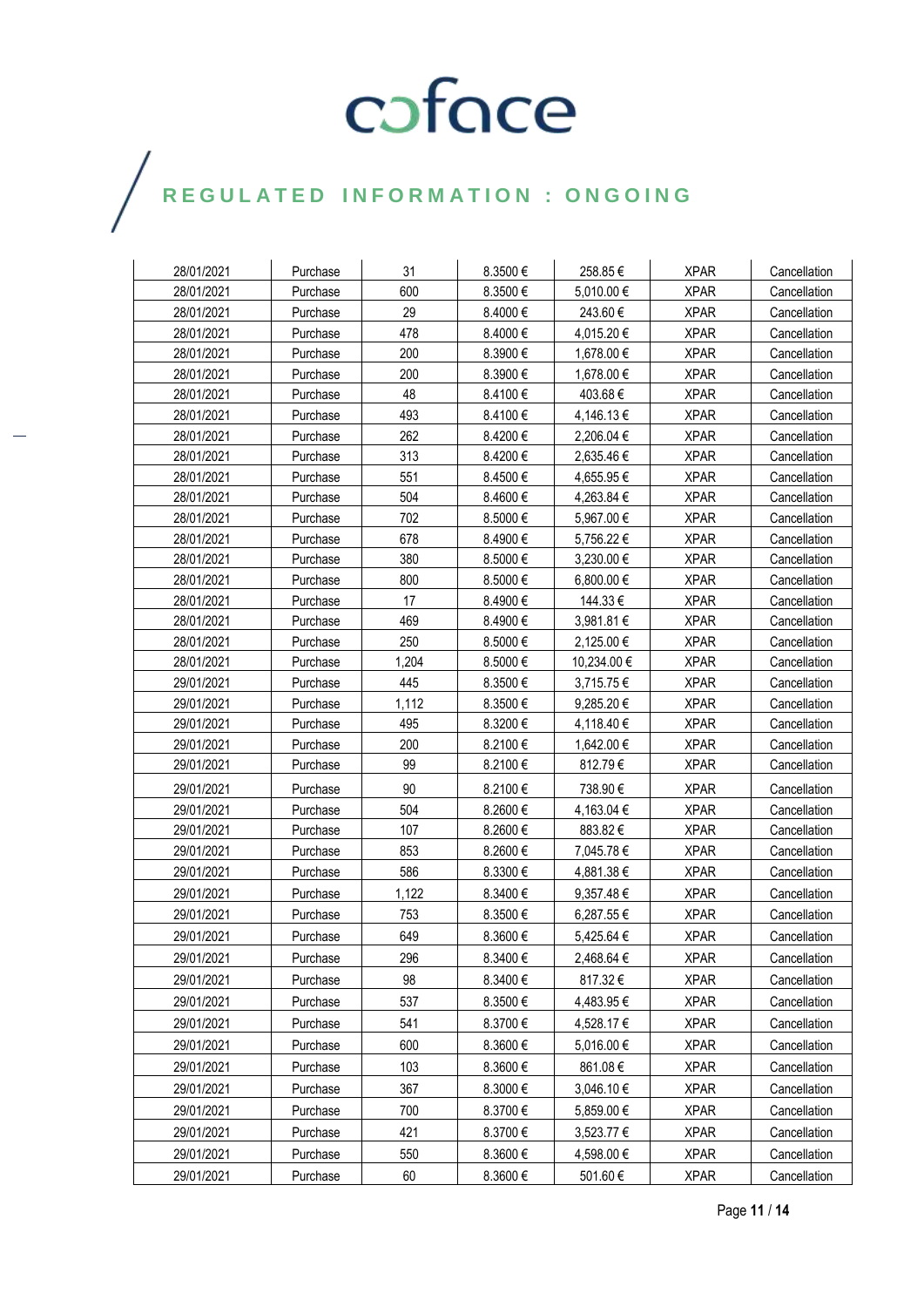| 28/01/2021 | Purchase | 31 | 8.3500 € | 258.85 € | XPAR | Cancellation |
|---|---|---|---|---|---|---|
| 28/01/2021 | Purchase | 600 | 8.3500 € | 5,010.00 € | XPAR | Cancellation |
| 28/01/2021 | Purchase | 29 | 8.4000 € | 243.60 € | XPAR | Cancellation |
| 28/01/2021 | Purchase | 478 | 8.4000 € | 4,015.20 € | XPAR | Cancellation |
| 28/01/2021 | Purchase | 200 | 8.3900 € | 1,678.00 € | XPAR | Cancellation |
| 28/01/2021 | Purchase | 200 | 8.3900 € | 1,678.00 € | XPAR | Cancellation |
| 28/01/2021 | Purchase | 48 | 8.4100 € | 403.68 € | XPAR | Cancellation |
| 28/01/2021 | Purchase | 493 | 8.4100 € | 4,146.13 € | XPAR | Cancellation |
| 28/01/2021 | Purchase | 262 | 8.4200 € | 2,206.04 € | XPAR | Cancellation |
| 28/01/2021 | Purchase | 313 | 8.4200 € | 2,635.46 € | XPAR | Cancellation |
| 28/01/2021 | Purchase | 551 | 8.4500 € | 4,655.95 € | XPAR | Cancellation |
| 28/01/2021 | Purchase | 504 | 8.4600 € | 4,263.84 € | XPAR | Cancellation |
| 28/01/2021 | Purchase | 702 | 8.5000 € | 5,967.00 € | XPAR | Cancellation |
| 28/01/2021 | Purchase | 678 | 8.4900 € | 5,756.22 € | XPAR | Cancellation |
| 28/01/2021 | Purchase | 380 | 8.5000 € | 3,230.00 € | XPAR | Cancellation |
| 28/01/2021 | Purchase | 800 | 8.5000 € | 6,800.00 € | XPAR | Cancellation |
| 28/01/2021 | Purchase | 17 | 8.4900 € | 144.33 € | XPAR | Cancellation |
| 28/01/2021 | Purchase | 469 | 8.4900 € | 3,981.81 € | XPAR | Cancellation |
| 28/01/2021 | Purchase | 250 | 8.5000 € | 2,125.00 € | XPAR | Cancellation |
| 28/01/2021 | Purchase | 1,204 | 8.5000 € | 10,234.00 € | XPAR | Cancellation |
| 29/01/2021 | Purchase | 445 | 8.3500 € | 3,715.75 € | XPAR | Cancellation |
| 29/01/2021 | Purchase | 1,112 | 8.3500 € | 9,285.20 € | XPAR | Cancellation |
| 29/01/2021 | Purchase | 495 | 8.3200 € | 4,118.40 € | XPAR | Cancellation |
| 29/01/2021 | Purchase | 200 | 8.2100 € | 1,642.00 € | XPAR | Cancellation |
| 29/01/2021 | Purchase | 99 | 8.2100 € | 812.79 € | XPAR | Cancellation |
| 29/01/2021 | Purchase | 90 | 8.2100 € | 738.90 € | XPAR | Cancellation |
| 29/01/2021 | Purchase | 504 | 8.2600 € | 4,163.04 € | XPAR | Cancellation |
| 29/01/2021 | Purchase | 107 | 8.2600 € | 883.82 € | XPAR | Cancellation |
| 29/01/2021 | Purchase | 853 | 8.2600 € | 7,045.78 € | XPAR | Cancellation |
| 29/01/2021 | Purchase | 586 | 8.3300 € | 4,881.38 € | XPAR | Cancellation |
| 29/01/2021 | Purchase | 1,122 | 8.3400 € | 9,357.48 € | XPAR | Cancellation |
| 29/01/2021 | Purchase | 753 | 8.3500 € | 6,287.55 € | XPAR | Cancellation |
| 29/01/2021 | Purchase | 649 | 8.3600 € | 5,425.64 € | XPAR | Cancellation |
| 29/01/2021 | Purchase | 296 | 8.3400 € | 2,468.64 € | XPAR | Cancellation |
| 29/01/2021 | Purchase | 98 | 8.3400 € | 817.32 € | XPAR | Cancellation |
| 29/01/2021 | Purchase | 537 | 8.3500 € | 4,483.95 € | XPAR | Cancellation |
| 29/01/2021 | Purchase | 541 | 8.3700 € | 4,528.17 € | XPAR | Cancellation |
| 29/01/2021 | Purchase | 600 | 8.3600 € | 5,016.00 € | XPAR | Cancellation |
| 29/01/2021 | Purchase | 103 | 8.3600 € | 861.08 € | XPAR | Cancellation |
| 29/01/2021 | Purchase | 367 | 8.3000 € | 3,046.10 € | XPAR | Cancellation |
| 29/01/2021 | Purchase | 700 | 8.3700 € | 5,859.00 € | XPAR | Cancellation |
| 29/01/2021 | Purchase | 421 | 8.3700 € | 3,523.77 € | XPAR | Cancellation |
| 29/01/2021 | Purchase | 550 | 8.3600 € | 4,598.00 € | XPAR | Cancellation |
| 29/01/2021 | Purchase | 60 | 8.3600 € | 501.60 € | XPAR | Cancellation |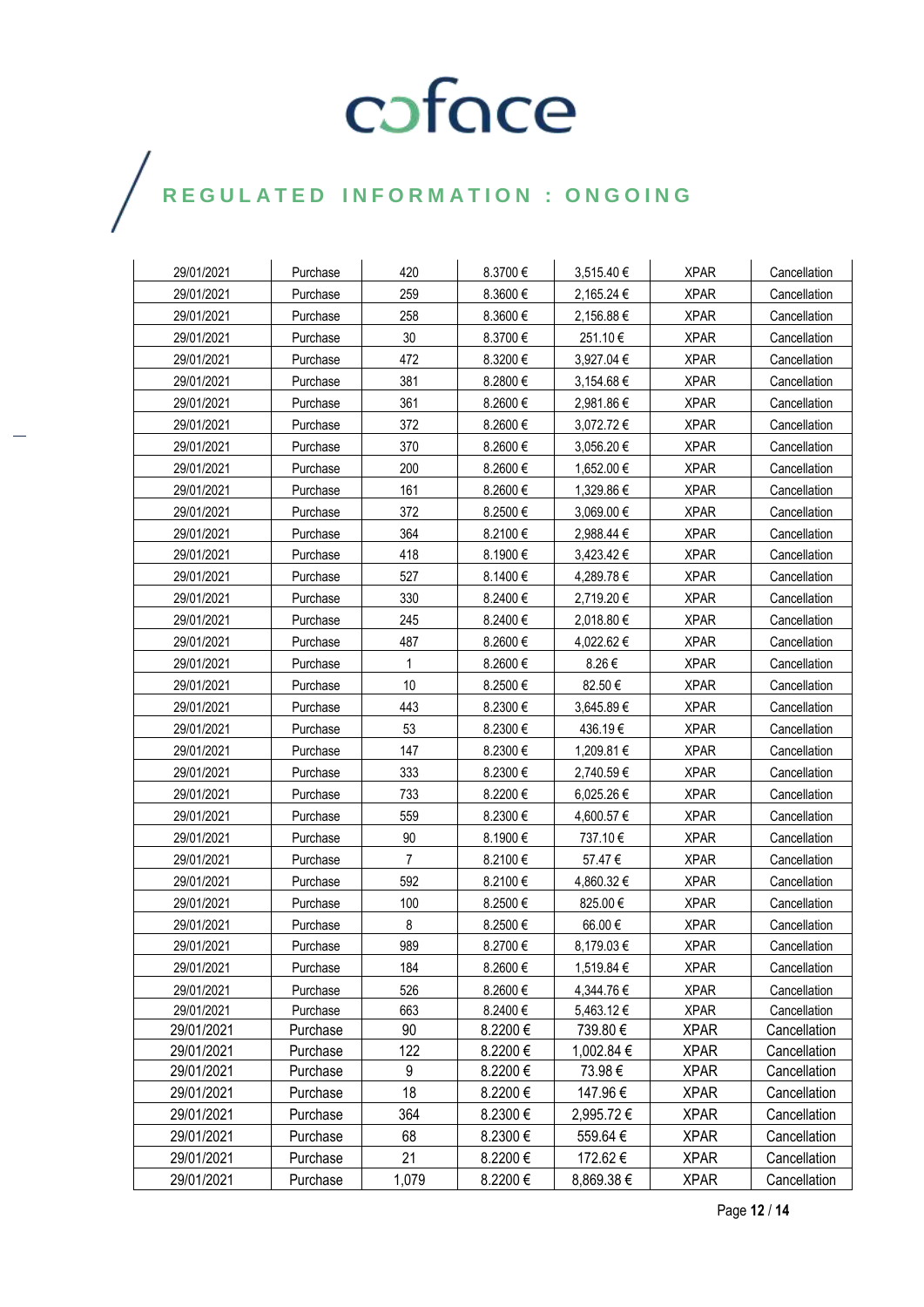# REGULATED INFORMATION : ONGOING

| | | | | | | |
|---|---|---|---|---|---|---|
| 29/01/2021 | Purchase | 420 | 8.3700 € | 3,515.40 € | XPAR | Cancellation |
| 29/01/2021 | Purchase | 259 | 8.3600 € | 2,165.24 € | XPAR | Cancellation |
| 29/01/2021 | Purchase | 258 | 8.3600 € | 2,156.88 € | XPAR | Cancellation |
| 29/01/2021 | Purchase | 30 | 8.3700 € | 251.10 € | XPAR | Cancellation |
| 29/01/2021 | Purchase | 472 | 8.3200 € | 3,927.04 € | XPAR | Cancellation |
| 29/01/2021 | Purchase | 381 | 8.2800 € | 3,154.68 € | XPAR | Cancellation |
| 29/01/2021 | Purchase | 361 | 8.2600 € | 2,981.86 € | XPAR | Cancellation |
| 29/01/2021 | Purchase | 372 | 8.2600 € | 3,072.72 € | XPAR | Cancellation |
| 29/01/2021 | Purchase | 370 | 8.2600 € | 3,056.20 € | XPAR | Cancellation |
| 29/01/2021 | Purchase | 200 | 8.2600 € | 1,652.00 € | XPAR | Cancellation |
| 29/01/2021 | Purchase | 161 | 8.2600 € | 1,329.86 € | XPAR | Cancellation |
| 29/01/2021 | Purchase | 372 | 8.2500 € | 3,069.00 € | XPAR | Cancellation |
| 29/01/2021 | Purchase | 364 | 8.2100 € | 2,988.44 € | XPAR | Cancellation |
| 29/01/2021 | Purchase | 418 | 8.1900 € | 3,423.42 € | XPAR | Cancellation |
| 29/01/2021 | Purchase | 527 | 8.1400 € | 4,289.78 € | XPAR | Cancellation |
| 29/01/2021 | Purchase | 330 | 8.2400 € | 2,719.20 € | XPAR | Cancellation |
| 29/01/2021 | Purchase | 245 | 8.2400 € | 2,018.80 € | XPAR | Cancellation |
| 29/01/2021 | Purchase | 487 | 8.2600 € | 4,022.62 € | XPAR | Cancellation |
| 29/01/2021 | Purchase | 1 | 8.2600 € | 8.26 € | XPAR | Cancellation |
| 29/01/2021 | Purchase | 10 | 8.2500 € | 82.50 € | XPAR | Cancellation |
| 29/01/2021 | Purchase | 443 | 8.2300 € | 3,645.89 € | XPAR | Cancellation |
| 29/01/2021 | Purchase | 53 | 8.2300 € | 436.19 € | XPAR | Cancellation |
| 29/01/2021 | Purchase | 147 | 8.2300 € | 1,209.81 € | XPAR | Cancellation |
| 29/01/2021 | Purchase | 333 | 8.2300 € | 2,740.59 € | XPAR | Cancellation |
| 29/01/2021 | Purchase | 733 | 8.2200 € | 6,025.26 € | XPAR | Cancellation |
| 29/01/2021 | Purchase | 559 | 8.2300 € | 4,600.57 € | XPAR | Cancellation |
| 29/01/2021 | Purchase | 90 | 8.1900 € | 737.10 € | XPAR | Cancellation |
| 29/01/2021 | Purchase | 7 | 8.2100 € | 57.47 € | XPAR | Cancellation |
| 29/01/2021 | Purchase | 592 | 8.2100 € | 4,860.32 € | XPAR | Cancellation |
| 29/01/2021 | Purchase | 100 | 8.2500 € | 825.00 € | XPAR | Cancellation |
| 29/01/2021 | Purchase | 8 | 8.2500 € | 66.00 € | XPAR | Cancellation |
| 29/01/2021 | Purchase | 989 | 8.2700 € | 8,179.03 € | XPAR | Cancellation |
| 29/01/2021 | Purchase | 184 | 8.2600 € | 1,519.84 € | XPAR | Cancellation |
| 29/01/2021 | Purchase | 526 | 8.2600 € | 4,344.76 € | XPAR | Cancellation |
| 29/01/2021 | Purchase | 663 | 8.2400 € | 5,463.12 € | XPAR | Cancellation |
| 29/01/2021 | Purchase | 90 | 8.2200 € | 739.80 € | XPAR | Cancellation |
| 29/01/2021 | Purchase | 122 | 8.2200 € | 1,002.84 € | XPAR | Cancellation |
| 29/01/2021 | Purchase | 9 | 8.2200 € | 73.98 € | XPAR | Cancellation |
| 29/01/2021 | Purchase | 18 | 8.2200 € | 147.96 € | XPAR | Cancellation |
| 29/01/2021 | Purchase | 364 | 8.2300 € | 2,995.72 € | XPAR | Cancellation |
| 29/01/2021 | Purchase | 68 | 8.2300 € | 559.64 € | XPAR | Cancellation |
| 29/01/2021 | Purchase | 21 | 8.2200 € | 172.62 € | XPAR | Cancellation |
| 29/01/2021 | Purchase | 1,079 | 8.2200 € | 8,869.38 € | XPAR | Cancellation |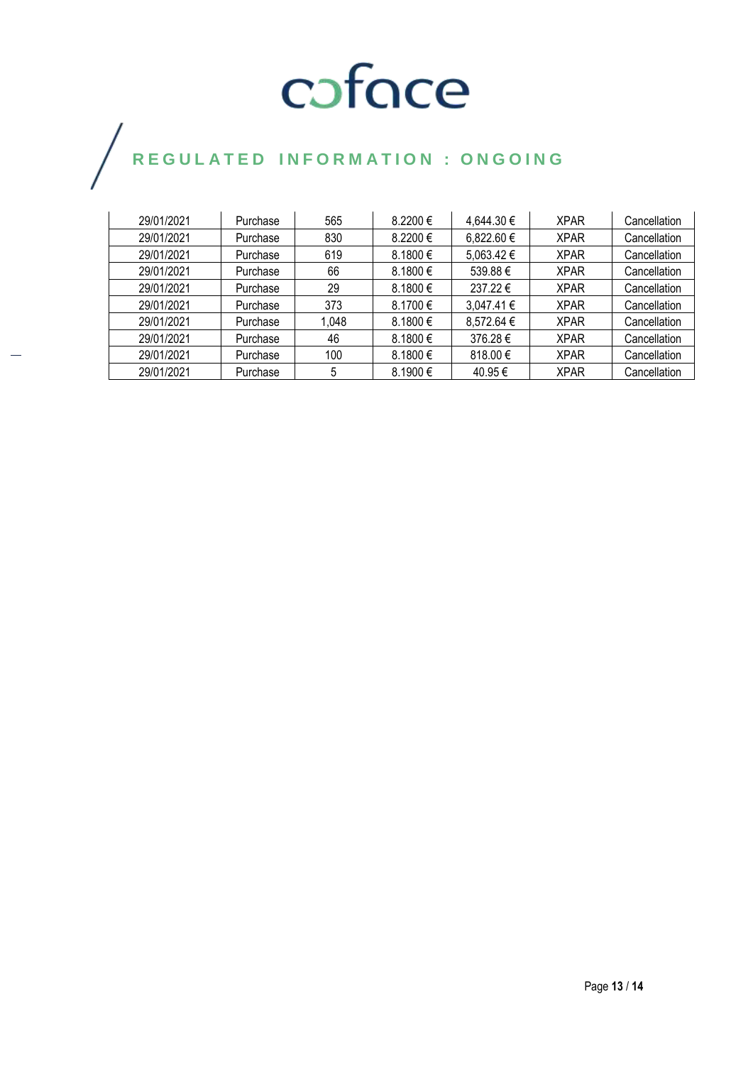| 29/01/2021 | Purchase | 565 | 8.2200 € | 4,644.30 € | XPAR | Cancellation |
|---|---|---|---|---|---|---|
| 29/01/2021 | Purchase | 830 | 8.2200 € | 6,822.60 € | XPAR | Cancellation |
| 29/01/2021 | Purchase | 619 | 8.1800 € | 5,063.42 € | XPAR | Cancellation |
| 29/01/2021 | Purchase | 66 | 8.1800 € | 539.88 € | XPAR | Cancellation |
| 29/01/2021 | Purchase | 29 | 8.1800 € | 237.22 € | XPAR | Cancellation |
| 29/01/2021 | Purchase | 373 | 8.1700 € | 3,047.41 € | XPAR | Cancellation |
| 29/01/2021 | Purchase | 1,048 | 8.1800 € | 8,572.64 € | XPAR | Cancellation |
| 29/01/2021 | Purchase | 46 | 8.1800 € | 376.28 € | XPAR | Cancellation |
| 29/01/2021 | Purchase | 100 | 8.1800 € | 818.00 € | XPAR | Cancellation |
| 29/01/2021 | Purchase | 5 | 8.1900 € | 40.95 € | XPAR | Cancellation |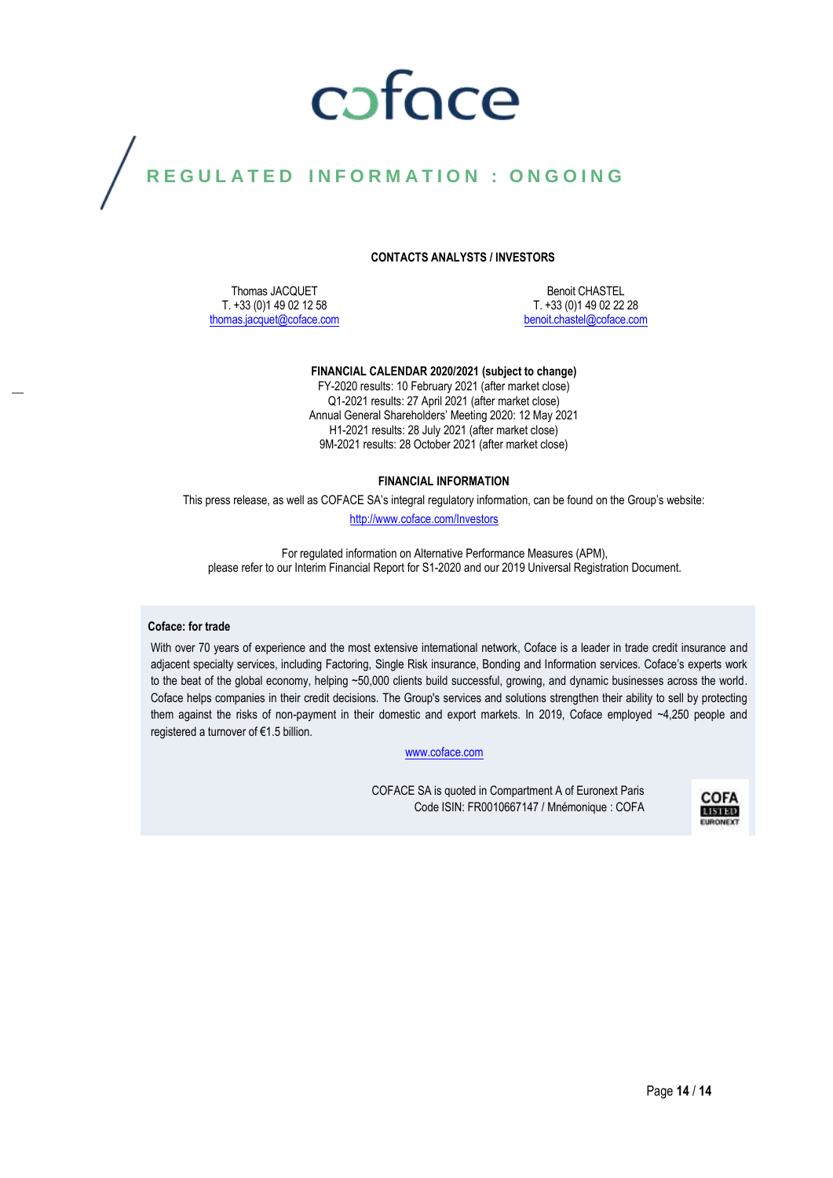# REGULATED INFORMATION : ONGOING

**CONTACTS ANALYSTS / INVESTORS**

Thomas JACQUET
T. +33 (0)1 49 02 12 58
thomas.jacquet@coface.com

Benoit CHASTEL
T. +33 (0)1 49 02 22 28
benoit.chastel@coface.com

**FINANCIAL CALENDAR 2020/2021 (subject to change)**
FY-2020 results: 10 February 2021 (after market close)
Q1-2021 results: 27 April 2021 (after market close)
Annual General Shareholders' Meeting 2020: 12 May 2021
H1-2021 results: 28 July 2021 (after market close)
9M-2021 results: 28 October 2021 (after market close)

**FINANCIAL INFORMATION**

This press release, as well as COFACE SA's integral regulatory information, can be found on the Group's website:
http://www.coface.com/Investors

For regulated information on Alternative Performance Measures (APM),
please refer to our Interim Financial Report for S1-2020 and our 2019 Universal Registration Document.

**Coface: for trade**

With over 70 years of experience and the most extensive international network, Coface is a leader in trade credit insurance and adjacent specialty services, including Factoring, Single Risk insurance, Bonding and Information services. Coface's experts work to the beat of the global economy, helping ~50,000 clients build successful, growing, and dynamic businesses across the world. Coface helps companies in their credit decisions. The Group's services and solutions strengthen their ability to sell by protecting them against the risks of non-payment in their domestic and export markets. In 2019, Coface employed ~4,250 people and registered a turnover of €1.5 billion.

www.coface.com

COFACE SA is quoted in Compartment A of Euronext Paris
Code ISIN: FR0010667147 / Mnémonique : COFA